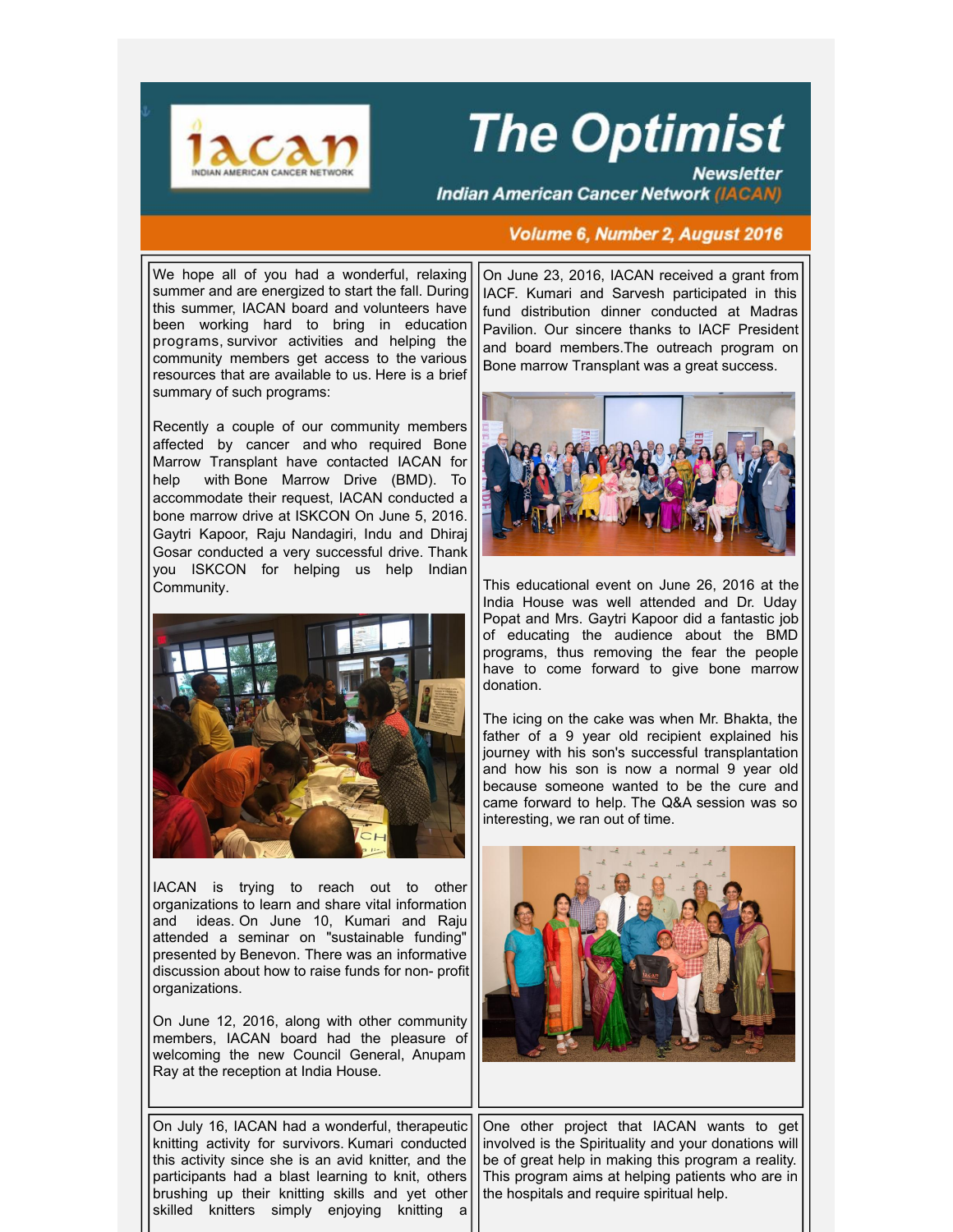# The Optimist

**Newsletter**

***Indian American Cancer Network (IACAN)***

**Volume 6, Number 2, August 2016**

We hope all of you had a wonderful, relaxing summer and are energized to start the fall. During this summer, IACAN board and volunteers have been working hard to bring in education programs, survivor activities and helping the community members get access to the various resources that are available to us. Here is a brief summary of such programs:

Recently a couple of our community members affected by cancer and who required Bone Marrow Transplant have contacted IACAN for help with Bone Marrow Drive (BMD). To accommodate their request, IACAN conducted a bone marrow drive at ISKCON On June 5, 2016. Gaytri Kapoor, Raju Nandagiri, Indu and Dhiraj Gosar conducted a very successful drive. Thank you ISKCON for helping us help Indian Community.

IACAN is trying to reach out to other organizations to learn and share vital information and ideas. On June 10, Kumari and Raju attended a seminar on "sustainable funding" presented by Benevon. There was an informative discussion about how to raise funds for non- profit organizations.

On June 12, 2016, along with other community members, IACAN board had the pleasure of welcoming the new Council General, Anupam Ray at the reception at India House.

On June 23, 2016, IACAN received a grant from IACF. Kumari and Sarvesh participated in this fund distribution dinner conducted at Madras Pavilion. Our sincere thanks to IACF President and board members.The outreach program on Bone marrow Transplant was a great success.

This educational event on June 26, 2016 at the India House was well attended and Dr. Uday Popat and Mrs. Gaytri Kapoor did a fantastic job of educating the audience about the BMD programs, thus removing the fear the people have to come forward to give bone marrow donation.

The icing on the cake was when Mr. Bhakta, the father of a 9 year old recipient explained his journey with his son's successful transplantation and how his son is now a normal 9 year old because someone wanted to be the cure and came forward to help. The Q&A session was so interesting, we ran out of time.

On July 16, IACAN had a wonderful, therapeutic knitting activity for survivors. Kumari conducted this activity since she is an avid knitter, and the participants had a blast learning to knit, others brushing up their knitting skills and yet other skilled knitters simply enjoying knitting a

One other project that IACAN wants to get involved is the Spirituality and your donations will be of great help in making this program a reality. This program aims at helping patients who are in the hospitals and require spiritual help.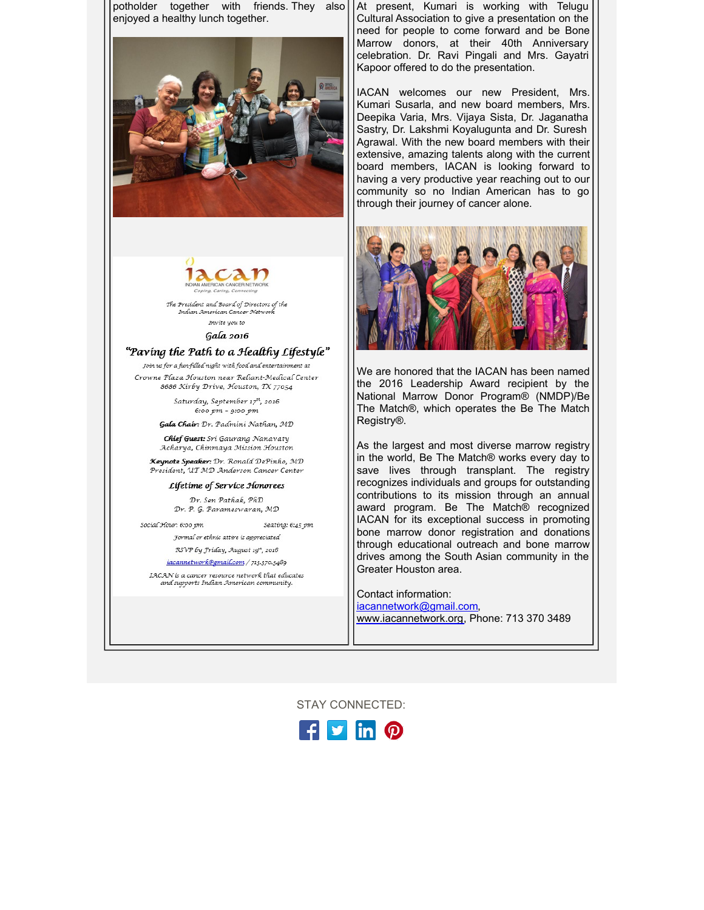potholder together with friends. They also enjoyed a healthy lunch together.

iacan
INDIAN AMERICAN CANCER NETWORK
Coping, Caring, Connecting

The President and Board of Directors of the Indian American Cancer Network

invite you to

Gala 2016

"Paving the Path to a Healthy Lifestyle"

Join us for a fun-filled night with food and entertainment at

Crowne Plaza Houston near Reliant-Medical Center
8686 Kirby Drive, Houston, TX 77054

Saturday, September 17th, 2016
6:00 pm - 9:00 pm

**Gala Chair:** Dr. Padmini Nathan, MD

**Chief Guest:** Sri Gaurang Nanavaty
Acharya, Chinmaya Mission Houston

**Keynote Speaker:** Dr. Ronald DePinho, MD
President, UT MD Anderson Cancer Center

**Lifetime of Service Honorees**

Dr. Sen Pathak, PhD
Dr. P. G. Parameswaran, MD

Social Hour: 6:00 pm Seating: 6:45 pm

Formal or ethnic attire is appreciated

RSVP by Friday, August 19th, 2016

iacannetwork@gmail.com / 713.370.3489

IACAN is a cancer resource network that educates and supports Indian American community.

At present, Kumari is working with Telugu Cultural Association to give a presentation on the need for people to come forward and be Bone Marrow donors, at their 40th Anniversary celebration. Dr. Ravi Pingali and Mrs. Gayatri Kapoor offered to do the presentation.

IACAN welcomes our new President, Mrs. Kumari Susarla, and new board members, Mrs. Deepika Varia, Mrs. Vijaya Sista, Dr. Jaganatha Sastry, Dr. Lakshmi Koyalugunta and Dr. Suresh Agrawal. With the new board members with their extensive, amazing talents along with the current board members, IACAN is looking forward to having a very productive year reaching out to our community so no Indian American has to go through their journey of cancer alone.

We are honored that the IACAN has been named the 2016 Leadership Award recipient by the National Marrow Donor Program® (NMDP)/Be The Match®, which operates the Be The Match Registry®.

As the largest and most diverse marrow registry in the world, Be The Match® works every day to save lives through transplant. The registry recognizes individuals and groups for outstanding contributions to its mission through an annual award program. Be The Match® recognized IACAN for its exceptional success in promoting bone marrow donor registration and donations through educational outreach and bone marrow drives among the South Asian community in the Greater Houston area.

Contact information:
iacannetwork@gmail.com,
www.iacannetwork.org, Phone: 713 370 3489

STAY CONNECTED: